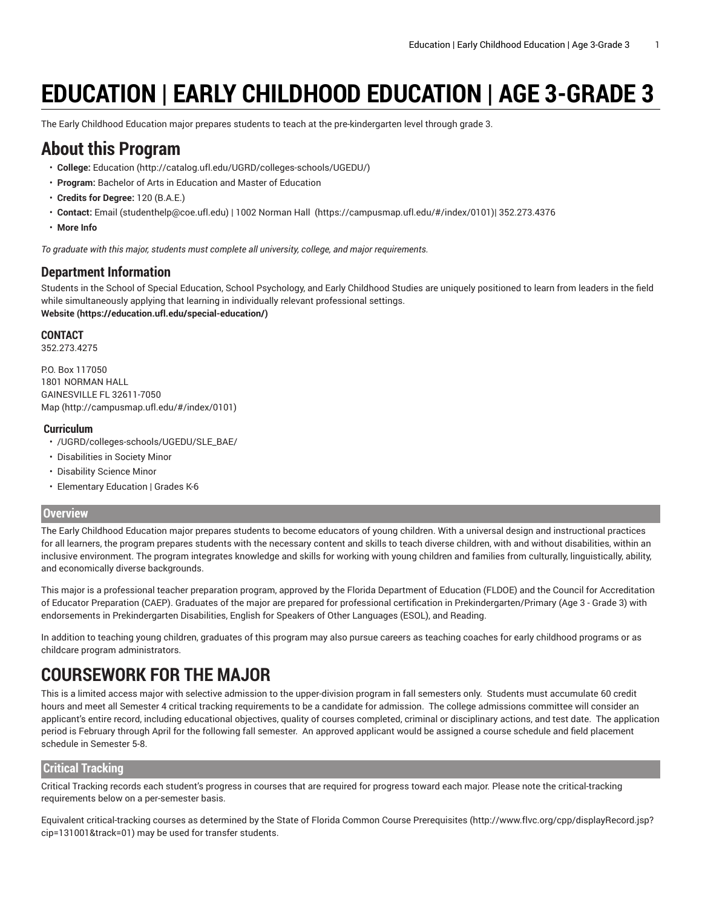# EDUCATION | EARLY CHILDHOOD EDUCATION | AGE 3-GRADE 3

The Early Childhood Education major prepares students to teach at the pre-kindergarten level through grade 3.

## About this Program

- **College:** Education (http://catalog.ufl.edu/UGRD/colleges-schools/UGEDU/)
- **Program:** Bachelor of Arts in Education and Master of Education
- **Credits for Degree:** 120 (B.A.E.)
- **Contact:** Email (studenthelp@coe.ufl.edu) | 1002 Norman Hall (https://campusmap.ufl.edu/#/index/0101)| 352.273.4376
- **More Info**

*To graduate with this major, students must complete all university, college, and major requirements.*

### Department Information

Students in the School of Special Education, School Psychology, and Early Childhood Studies are uniquely positioned to learn from leaders in the field while simultaneously applying that learning in individually relevant professional settings.
**Website (https://education.ufl.edu/special-education/)**

#### CONTACT

352.273.4275

P.O. Box 117050
1801 NORMAN HALL
GAINESVILLE FL 32611-7050
Map (http://campusmap.ufl.edu/#/index/0101)

#### Curriculum

- /UGRD/colleges-schools/UGEDU/SLE_BAE/
- Disabilities in Society Minor
- Disability Science Minor
- Elementary Education | Grades K-6

### Overview

The Early Childhood Education major prepares students to become educators of young children. With a universal design and instructional practices for all learners, the program prepares students with the necessary content and skills to teach diverse children, with and without disabilities, within an inclusive environment. The program integrates knowledge and skills for working with young children and families from culturally, linguistically, ability, and economically diverse backgrounds.

This major is a professional teacher preparation program, approved by the Florida Department of Education (FLDOE) and the Council for Accreditation of Educator Preparation (CAEP). Graduates of the major are prepared for professional certification in Prekindergarten/Primary (Age 3 - Grade 3) with endorsements in Prekindergarten Disabilities, English for Speakers of Other Languages (ESOL), and Reading.

In addition to teaching young children, graduates of this program may also pursue careers as teaching coaches for early childhood programs or as childcare program administrators.

# COURSEWORK FOR THE MAJOR

This is a limited access major with selective admission to the upper-division program in fall semesters only. Students must accumulate 60 credit hours and meet all Semester 4 critical tracking requirements to be a candidate for admission. The college admissions committee will consider an applicant's entire record, including educational objectives, quality of courses completed, criminal or disciplinary actions, and test date. The application period is February through April for the following fall semester. An approved applicant would be assigned a course schedule and field placement schedule in Semester 5-8.

### Critical Tracking

Critical Tracking records each student's progress in courses that are required for progress toward each major. Please note the critical-tracking requirements below on a per-semester basis.

Equivalent critical-tracking courses as determined by the State of Florida Common Course Prerequisites (http://www.flvc.org/cpp/displayRecord.jsp?cip=131001&track=01) may be used for transfer students.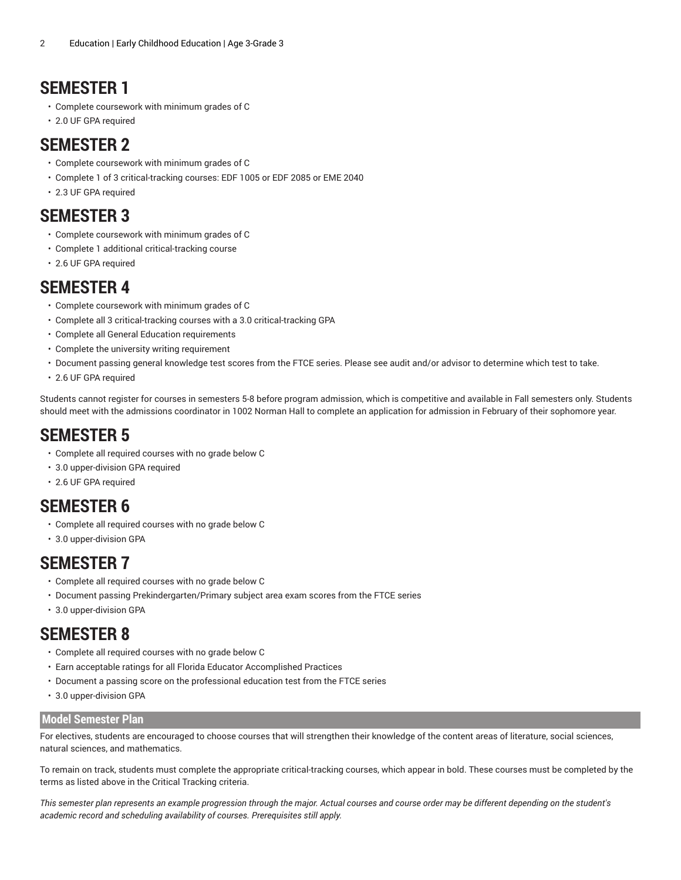## SEMESTER 1

- Complete coursework with minimum grades of C
- 2.0 UF GPA required

## SEMESTER 2

- Complete coursework with minimum grades of C
- Complete 1 of 3 critical-tracking courses: EDF 1005 or EDF 2085 or EME 2040
- 2.3 UF GPA required

## SEMESTER 3

- Complete coursework with minimum grades of C
- Complete 1 additional critical-tracking course
- 2.6 UF GPA required

## SEMESTER 4

- Complete coursework with minimum grades of C
- Complete all 3 critical-tracking courses with a 3.0 critical-tracking GPA
- Complete all General Education requirements
- Complete the university writing requirement
- Document passing general knowledge test scores from the FTCE series. Please see audit and/or advisor to determine which test to take.
- 2.6 UF GPA required

Students cannot register for courses in semesters 5-8 before program admission, which is competitive and available in Fall semesters only. Students should meet with the admissions coordinator in 1002 Norman Hall to complete an application for admission in February of their sophomore year.

## SEMESTER 5

- Complete all required courses with no grade below C
- 3.0 upper-division GPA required
- 2.6 UF GPA required

## SEMESTER 6

- Complete all required courses with no grade below C
- 3.0 upper-division GPA

## SEMESTER 7

- Complete all required courses with no grade below C
- Document passing Prekindergarten/Primary subject area exam scores from the FTCE series
- 3.0 upper-division GPA

## SEMESTER 8

- Complete all required courses with no grade below C
- Earn acceptable ratings for all Florida Educator Accomplished Practices
- Document a passing score on the professional education test from the FTCE series
- 3.0 upper-division GPA

### Model Semester Plan

For electives, students are encouraged to choose courses that will strengthen their knowledge of the content areas of literature, social sciences, natural sciences, and mathematics.

To remain on track, students must complete the appropriate critical-tracking courses, which appear in bold. These courses must be completed by the terms as listed above in the Critical Tracking criteria.

*This semester plan represents an example progression through the major. Actual courses and course order may be different depending on the student's academic record and scheduling availability of courses. Prerequisites still apply.*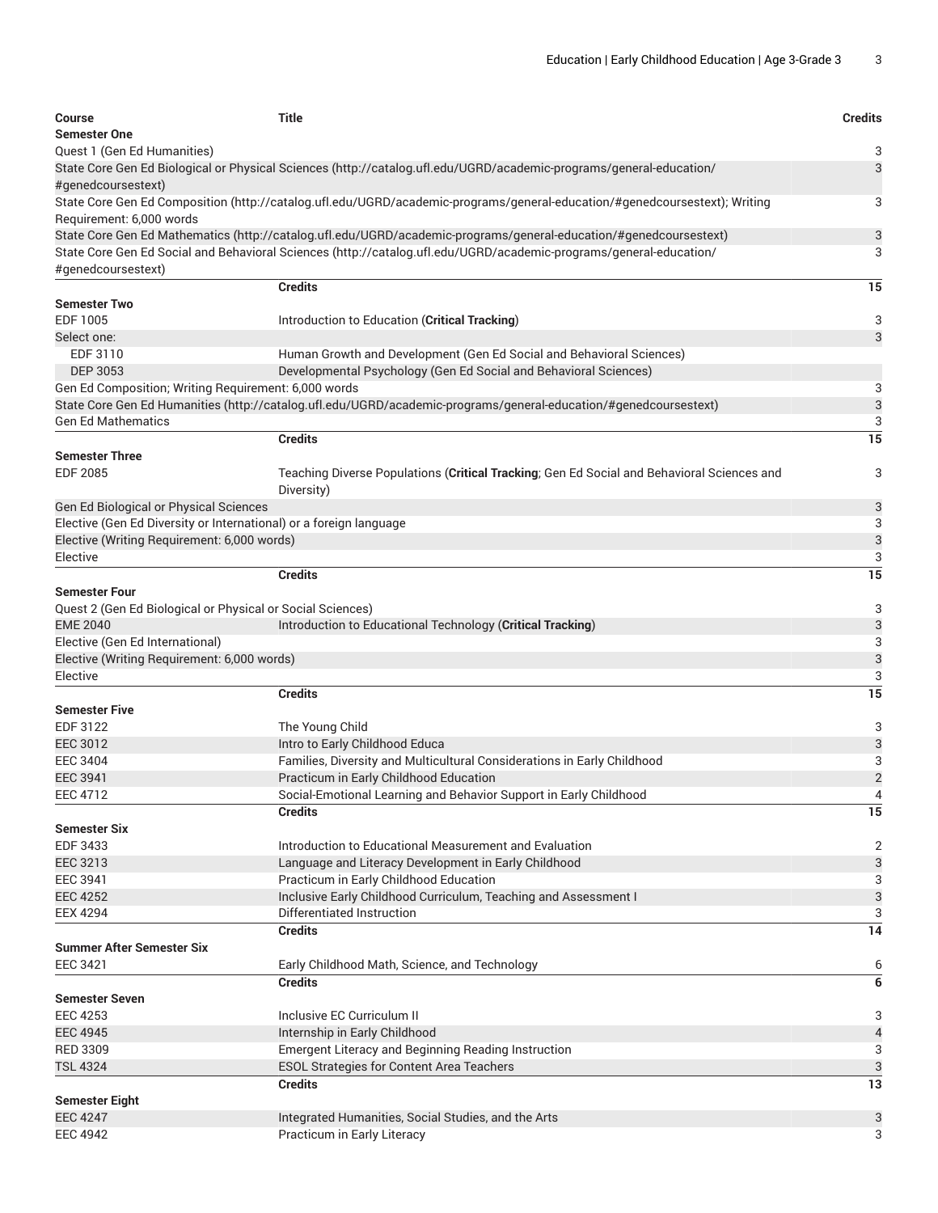| Course | Title | Credits |
|---|---|---|
| **Semester One** | | |
| Quest 1 (Gen Ed Humanities) | | 3 |
| State Core Gen Ed Biological or Physical Sciences (http://catalog.ufl.edu/UGRD/academic-programs/general-education/#genedcoursestext) | | 3 |
| State Core Gen Ed Composition (http://catalog.ufl.edu/UGRD/academic-programs/general-education/#genedcoursestext); Writing Requirement: 6,000 words | | 3 |
| State Core Gen Ed Mathematics (http://catalog.ufl.edu/UGRD/academic-programs/general-education/#genedcoursestext) | | 3 |
| State Core Gen Ed Social and Behavioral Sciences (http://catalog.ufl.edu/UGRD/academic-programs/general-education/#genedcoursestext) | | 3 |
| | **Credits** | **15** |
| **Semester Two** | | |
| EDF 1005 | Introduction to Education (**Critical Tracking**) | 3 |
| Select one: | | 3 |
| EDF 3110 | Human Growth and Development (Gen Ed Social and Behavioral Sciences) | |
| DEP 3053 | Developmental Psychology (Gen Ed Social and Behavioral Sciences) | |
| Gen Ed Composition; Writing Requirement: 6,000 words | | 3 |
| State Core Gen Ed Humanities (http://catalog.ufl.edu/UGRD/academic-programs/general-education/#genedcoursestext) | | 3 |
| Gen Ed Mathematics | | 3 |
| | **Credits** | **15** |
| **Semester Three** | | |
| EDF 2085 | Teaching Diverse Populations (**Critical Tracking**; Gen Ed Social and Behavioral Sciences and Diversity) | 3 |
| Gen Ed Biological or Physical Sciences | | 3 |
| Elective (Gen Ed Diversity or International) or a foreign language | | 3 |
| Elective (Writing Requirement: 6,000 words) | | 3 |
| Elective | | 3 |
| | **Credits** | **15** |
| **Semester Four** | | |
| Quest 2 (Gen Ed Biological or Physical or Social Sciences) | | 3 |
| EME 2040 | Introduction to Educational Technology (**Critical Tracking**) | 3 |
| Elective (Gen Ed International) | | 3 |
| Elective (Writing Requirement: 6,000 words) | | 3 |
| Elective | | 3 |
| | **Credits** | **15** |
| **Semester Five** | | |
| EDF 3122 | The Young Child | 3 |
| EEC 3012 | Intro to Early Childhood Educa | 3 |
| EEC 3404 | Families, Diversity and Multicultural Considerations in Early Childhood | 3 |
| EEC 3941 | Practicum in Early Childhood Education | 2 |
| EEC 4712 | Social-Emotional Learning and Behavior Support in Early Childhood | 4 |
| | **Credits** | **15** |
| **Semester Six** | | |
| EDF 3433 | Introduction to Educational Measurement and Evaluation | 2 |
| EEC 3213 | Language and Literacy Development in Early Childhood | 3 |
| EEC 3941 | Practicum in Early Childhood Education | 3 |
| EEC 4252 | Inclusive Early Childhood Curriculum, Teaching and Assessment I | 3 |
| EEX 4294 | Differentiated Instruction | 3 |
| | **Credits** | **14** |
| **Summer After Semester Six** | | |
| EEC 3421 | Early Childhood Math, Science, and Technology | 6 |
| | **Credits** | **6** |
| **Semester Seven** | | |
| EEC 4253 | Inclusive EC Curriculum II | 3 |
| EEC 4945 | Internship in Early Childhood | 4 |
| RED 3309 | Emergent Literacy and Beginning Reading Instruction | 3 |
| TSL 4324 | ESOL Strategies for Content Area Teachers | 3 |
| | **Credits** | **13** |
| **Semester Eight** | | |
| EEC 4247 | Integrated Humanities, Social Studies, and the Arts | 3 |
| EEC 4942 | Practicum in Early Literacy | 3 |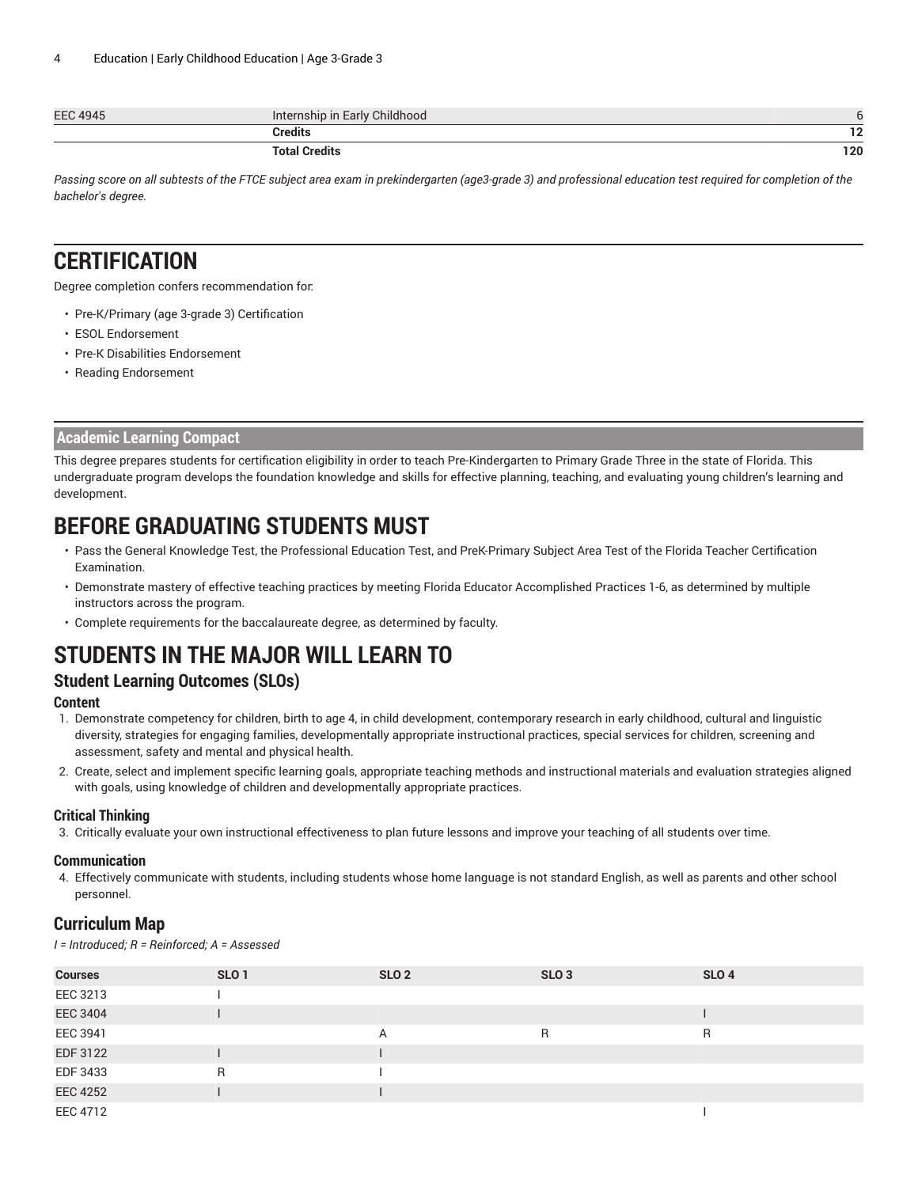| EEC 4945 | Internship in Early Childhood | 6 |
|---|---|---|
| | **Credits** | **12** |
| | **Total Credits** | **120** |

*Passing score on all subtests of the FTCE subject area exam in prekindergarten (age3-grade 3) and professional education test required for completion of the bachelor's degree.*

# CERTIFICATION

Degree completion confers recommendation for:

- Pre-K/Primary (age 3-grade 3) Certification
- ESOL Endorsement
- Pre-K Disabilities Endorsement
- Reading Endorsement

## Academic Learning Compact

This degree prepares students for certification eligibility in order to teach Pre-Kindergarten to Primary Grade Three in the state of Florida. This undergraduate program develops the foundation knowledge and skills for effective planning, teaching, and evaluating young children's learning and development.

# BEFORE GRADUATING STUDENTS MUST

- Pass the General Knowledge Test, the Professional Education Test, and PreK-Primary Subject Area Test of the Florida Teacher Certification Examination.
- Demonstrate mastery of effective teaching practices by meeting Florida Educator Accomplished Practices 1-6, as determined by multiple instructors across the program.
- Complete requirements for the baccalaureate degree, as determined by faculty.

# STUDENTS IN THE MAJOR WILL LEARN TO

## Student Learning Outcomes (SLOs)

### Content

1. Demonstrate competency for children, birth to age 4, in child development, contemporary research in early childhood, cultural and linguistic diversity, strategies for engaging families, developmentally appropriate instructional practices, special services for children, screening and assessment, safety and mental and physical health.
2. Create, select and implement specific learning goals, appropriate teaching methods and instructional materials and evaluation strategies aligned with goals, using knowledge of children and developmentally appropriate practices.

### Critical Thinking

3. Critically evaluate your own instructional effectiveness to plan future lessons and improve your teaching of all students over time.

### Communication

4. Effectively communicate with students, including students whose home language is not standard English, as well as parents and other school personnel.

## Curriculum Map

*I = Introduced; R = Reinforced; A = Assessed*

| Courses | SLO 1 | SLO 2 | SLO 3 | SLO 4 |
|---|---|---|---|---|
| EEC 3213 | I | | | |
| EEC 3404 | I | | | I |
| EEC 3941 | | A | R | R |
| EDF 3122 | I | I | | |
| EDF 3433 | R | I | | |
| EEC 4252 | I | I | | |
| EEC 4712 | | | | I |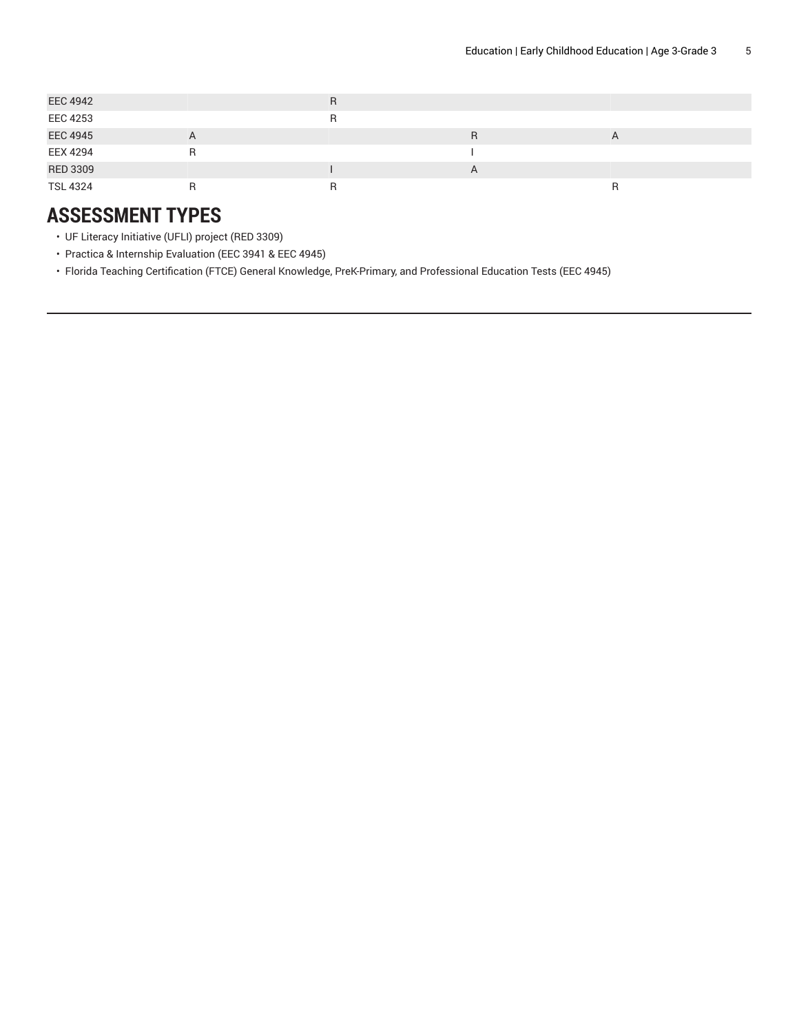| | | | | |
|---|---|---|---|---|
| EEC 4942 | | R | | |
| EEC 4253 | | R | | |
| EEC 4945 | A | | R | A |
| EEX 4294 | R | | I | |
| RED 3309 | | I | A | |
| TSL 4324 | R | R | | R |

## ASSESSMENT TYPES

- UF Literacy Initiative (UFLI) project (RED 3309)
- Practica & Internship Evaluation (EEC 3941 & EEC 4945)
- Florida Teaching Certification (FTCE) General Knowledge, PreK-Primary, and Professional Education Tests (EEC 4945)